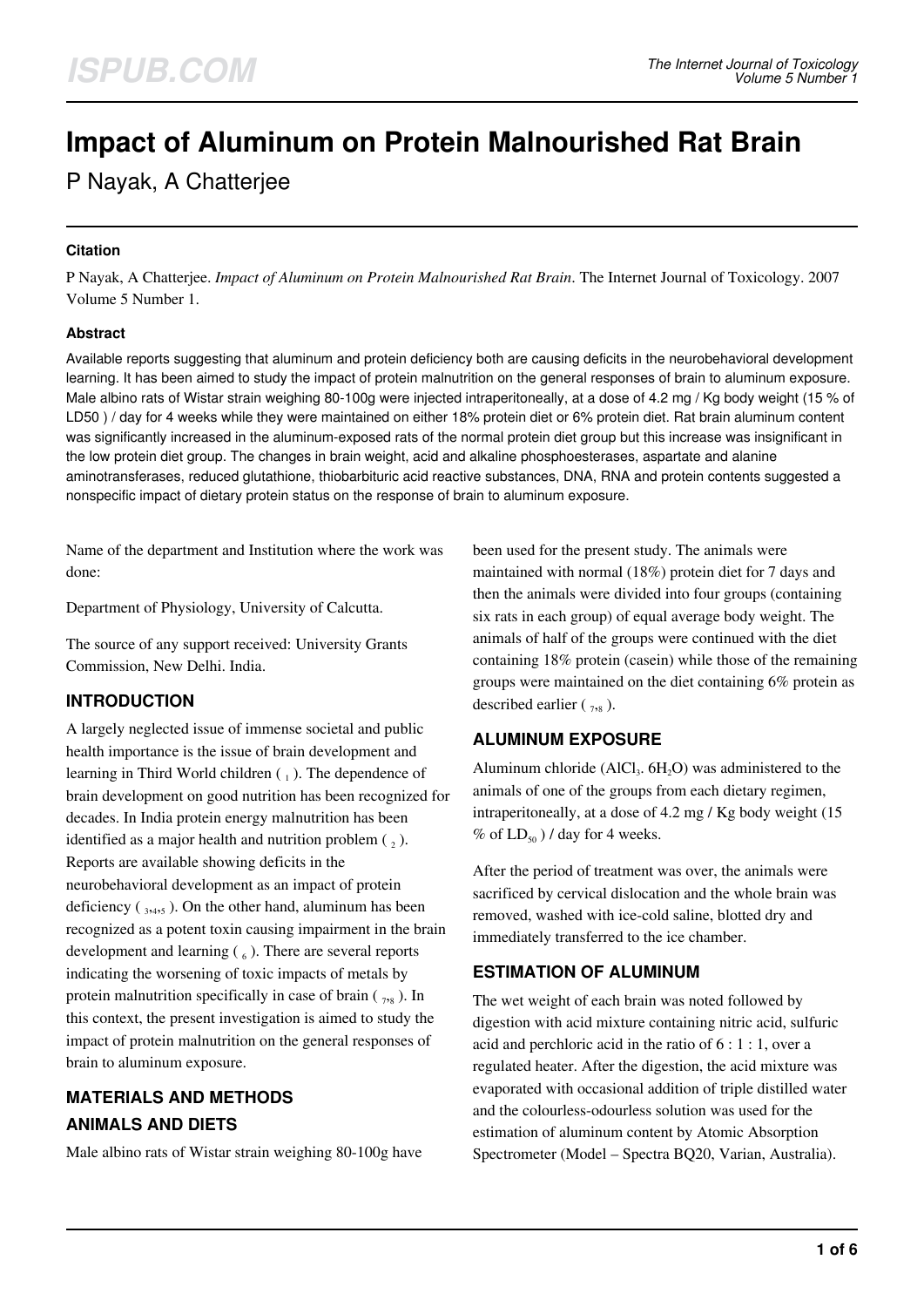# Impact of Aluminum on Protein Malnourished Rat Brain

P Nayak, A Chatterjee

#### Citation

P Nayak, A Chatterjee. *Impact of Aluminum on Protein Malnourished Rat Brain*. The Internet Journal of Toxicology. 2007 Volume 5 Number 1.

#### Abstract

Available reports suggesting that aluminum and protein deficiency both are causing deficits in the neurobehavioral development learning. It has been aimed to study the impact of protein malnutrition on the general responses of brain to aluminum exposure. Male albino rats of Wistar strain weighing 80-100g were injected intraperitoneally, at a dose of 4.2 mg / Kg body weight (15 % of LD50 ) / day for 4 weeks while they were maintained on either 18% protein diet or 6% protein diet. Rat brain aluminum content was significantly increased in the aluminum-exposed rats of the normal protein diet group but this increase was insignificant in the low protein diet group. The changes in brain weight, acid and alkaline phosphoesterases, aspartate and alanine aminotransferases, reduced glutathione, thiobarbituric acid reactive substances, DNA, RNA and protein contents suggested a nonspecific impact of dietary protein status on the response of brain to aluminum exposure.

Name of the department and Institution where the work was done:

Department of Physiology, University of Calcutta.

The source of any support received: University Grants Commission, New Delhi. India.

## INTRODUCTION

A largely neglected issue of immense societal and public health importance is the issue of brain development and learning in Third World children ( [1] ). The dependence of brain development on good nutrition has been recognized for decades. In India protein energy malnutrition has been identified as a major health and nutrition problem ( [2] ). Reports are available showing deficits in the neurobehavioral development as an impact of protein deficiency ( [3,4,5] ). On the other hand, aluminum has been recognized as a potent toxin causing impairment in the brain development and learning ( [6] ). There are several reports indicating the worsening of toxic impacts of metals by protein malnutrition specifically in case of brain ( [7,8] ). In this context, the present investigation is aimed to study the impact of protein malnutrition on the general responses of brain to aluminum exposure.

## MATERIALS AND METHODS

## ANIMALS AND DIETS

Male albino rats of Wistar strain weighing 80-100g have been used for the present study. The animals were maintained with normal (18%) protein diet for 7 days and then the animals were divided into four groups (containing six rats in each group) of equal average body weight. The animals of half of the groups were continued with the diet containing 18% protein (casein) while those of the remaining groups were maintained on the diet containing 6% protein as described earlier ( [7,8] ).

## ALUMINUM EXPOSURE

Aluminum chloride ($AlCl_3 \cdot 6H_2O$) was administered to the animals of one of the groups from each dietary regimen, intraperitoneally, at a dose of 4.2 mg / Kg body weight (15 % of $LD_{50}$ ) / day for 4 weeks.

After the period of treatment was over, the animals were sacrificed by cervical dislocation and the whole brain was removed, washed with ice-cold saline, blotted dry and immediately transferred to the ice chamber.

## ESTIMATION OF ALUMINUM

The wet weight of each brain was noted followed by digestion with acid mixture containing nitric acid, sulfuric acid and perchloric acid in the ratio of 6 : 1 : 1, over a regulated heater. After the digestion, the acid mixture was evaporated with occasional addition of triple distilled water and the colourless-odourless solution was used for the estimation of aluminum content by Atomic Absorption Spectrometer (Model – Spectra BQ20, Varian, Australia).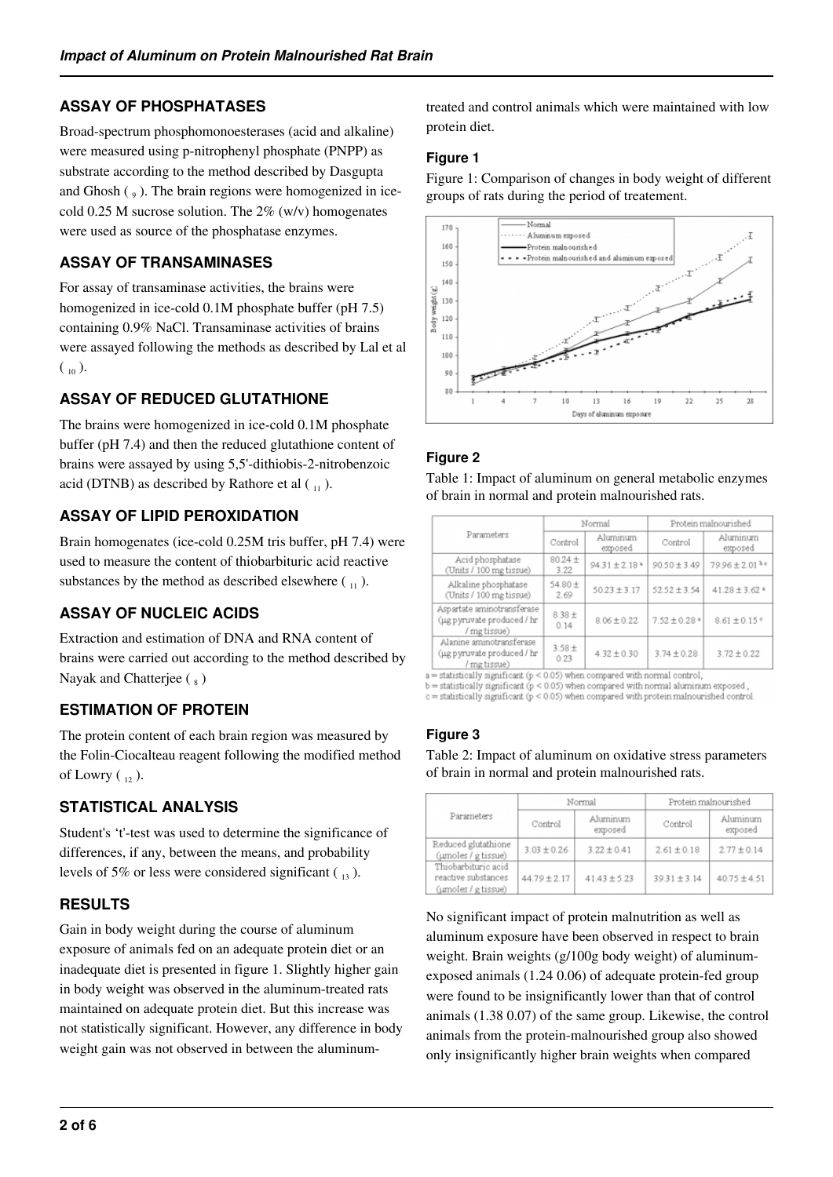## ASSAY OF PHOSPHATASES

Broad-spectrum phosphomonoesterases (acid and alkaline) were measured using p-nitrophenyl phosphate (PNPP) as substrate according to the method described by Dasgupta and Ghosh ( [9] ). The brain regions were homogenized in ice-cold 0.25 M sucrose solution. The 2% (w/v) homogenates were used as source of the phosphatase enzymes.

## ASSAY OF TRANSAMINASES

For assay of transaminase activities, the brains were homogenized in ice-cold 0.1M phosphate buffer (pH 7.5) containing 0.9% NaCl. Transaminase activities of brains were assayed following the methods as described by Lal et al ( [10] ).

## ASSAY OF REDUCED GLUTATHIONE

The brains were homogenized in ice-cold 0.1M phosphate buffer (pH 7.4) and then the reduced glutathione content of brains were assayed by using 5,5'-dithiobis-2-nitrobenzoic acid (DTNB) as described by Rathore et al ( [11] ).

## ASSAY OF LIPID PEROXIDATION

Brain homogenates (ice-cold 0.25M tris buffer, pH 7.4) were used to measure the content of thiobarbituric acid reactive substances by the method as described elsewhere ( [11] ).

## ASSAY OF NUCLEIC ACIDS

Extraction and estimation of DNA and RNA content of brains were carried out according to the method described by Nayak and Chatterjee ( [8] )

## ESTIMATION OF PROTEIN

The protein content of each brain region was measured by the Folin-Ciocalteau reagent following the modified method of Lowry ( [12] ).

## STATISTICAL ANALYSIS

Student's 't'-test was used to determine the significance of differences, if any, between the means, and probability levels of 5% or less were considered significant ( [13] ).

## RESULTS

Gain in body weight during the course of aluminum exposure of animals fed on an adequate protein diet or an inadequate diet is presented in figure 1. Slightly higher gain in body weight was observed in the aluminum-treated rats maintained on adequate protein diet. But this increase was not statistically significant. However, any difference in body weight gain was not observed in between the aluminum-treated and control animals which were maintained with low protein diet.

### Figure 1

Figure 1: Comparison of changes in body weight of different groups of rats during the period of treatement.

### Figure 2

Table 1: Impact of aluminum on general metabolic enzymes of brain in normal and protein malnourished rats.

| Parameters | Normal | | Protein malnourished | |
|---|---|---|---|---|
| | Control | Aluminum exposed | Control | Aluminum exposed |
| Acid phosphatase (Units / 100 mg tissue) | 80.24 ± 3.22 | 94.31 ± 2.18 [a] | 90.50 ± 3.49 | 79.96 ± 2.01 [b c] |
| Alkaline phosphatase (Units / 100 mg tissue) | 54.80 ± 2.69 | 50.23 ± 3.17 | 52.52 ± 3.54 | 41.28 ± 3.62 [a] |
| Aspartate aminotransferase (µg pyruvate produced / hr / mg tissue) | 8.38 ± 0.14 | 8.06 ± 0.22 | 7.52 ± 0.28 [a] | 8.61 ± 0.15 [c] |
| Alanine aminotransferase (µg pyruvate produced / hr / mg tissue) | 3.58 ± 0.23 | 4.32 ± 0.30 | 3.74 ± 0.28 | 3.72 ± 0.22 |

a = statistically significant ($p < 0.05$) when compared with normal control,
b = statistically significant ($p < 0.05$) when compared with normal aluminum exposed ,
c = statistically significant ($p < 0.05$) when compared with protein malnourished control.

### Figure 3

Table 2: Impact of aluminum on oxidative stress parameters of brain in normal and protein malnourished rats.

| Parameters | Normal | | Protein malnourished | |
|---|---|---|---|---|
| | Control | Aluminum exposed | Control | Aluminum exposed |
| Reduced glutathione (µmoles / g tissue) | 3.03 ± 0.26 | 3.22 ± 0.41 | 2.61 ± 0.18 | 2.77 ± 0.14 |
| Thiobarbituric acid reactive substances (µmoles / g tissue) | 44.79 ± 2.17 | 41.43 ± 5.23 | 39.31 ± 3.14 | 40.75 ± 4.51 |

No significant impact of protein malnutrition as well as aluminum exposure have been observed in respect to brain weight. Brain weights (g/100g body weight) of aluminum-exposed animals (1.24 0.06) of adequate protein-fed group were found to be insignificantly lower than that of control animals (1.38 0.07) of the same group. Likewise, the control animals from the protein-malnourished group also showed only insignificantly higher brain weights when compared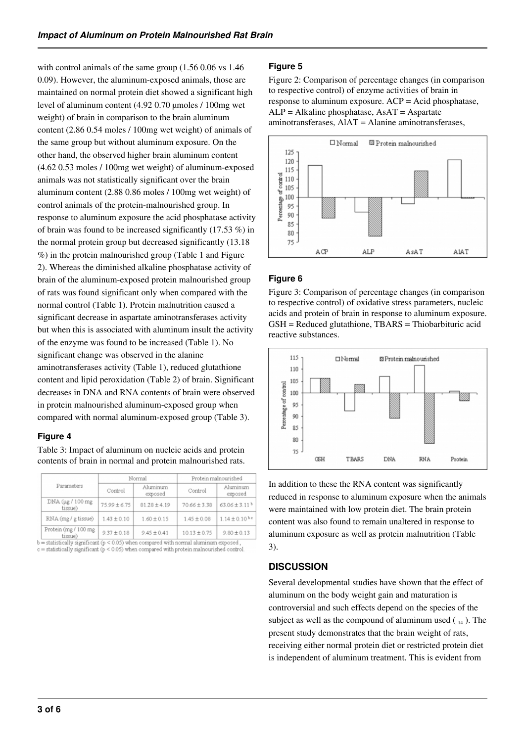with control animals of the same group (1.56 0.06 vs 1.46 0.09). However, the aluminum-exposed animals, those are maintained on normal protein diet showed a significant high level of aluminum content (4.92 0.70 µmoles / 100mg wet weight) of brain in comparison to the brain aluminum content (2.86 0.54 moles / 100mg wet weight) of animals of the same group but without aluminum exposure. On the other hand, the observed higher brain aluminum content (4.62 0.53 moles / 100mg wet weight) of aluminum-exposed animals was not statistically significant over the brain aluminum content (2.88 0.86 moles / 100mg wet weight) of control animals of the protein-malnourished group. In response to aluminum exposure the acid phosphatase activity of brain was found to be increased significantly (17.53 %) in the normal protein group but decreased significantly (13.18 %) in the protein malnourished group (Table 1 and Figure 2). Whereas the diminished alkaline phosphatase activity of brain of the aluminum-exposed protein malnourished group of rats was found significant only when compared with the normal control (Table 1). Protein malnutrition caused a significant decrease in aspartate aminotransferases activity but when this is associated with aluminum insult the activity of the enzyme was found to be increased (Table 1). No significant change was observed in the alanine aminotransferases activity (Table 1), reduced glutathione content and lipid peroxidation (Table 2) of brain. Significant decreases in DNA and RNA contents of brain were observed in protein malnourished aluminum-exposed group when compared with normal aluminum-exposed group (Table 3).

### Figure 4

Table 3: Impact of aluminum on nucleic acids and protein contents of brain in normal and protein malnourished rats.

| Parameters | Normal | | Protein malnourished | |
|---|---|---|---|---|
| | Control | Aluminum exposed | Control | Aluminum exposed |
| DNA (µg / 100 mg tissue) | 75.99 ± 6.75 | 81.28 ± 4.19 | 70.66 ± 3.38 | 63.06 ± 3.11 [b] |
| RNA (mg / g tissue) | 1.43 ± 0.10 | 1.60 ± 0.15 | 1.45 ± 0.08 | 1.14 ± 0.10 [b c] |
| Protein (mg / 100 mg tissue) | 9.37 ± 0.18 | 9.45 ± 0.41 | 10.13 ± 0.75 | 9.80 ± 0.13 |

b = statistically significant ($p < 0.05$) when compared with normal aluminum exposed,
c = statistically significant ($p < 0.05$) when compared with protein malnourished control.

### Figure 5

Figure 2: Comparison of percentage changes (in comparison to respective control) of enzyme activities of brain in response to aluminum exposure. ACP = Acid phosphatase, ALP = Alkaline phosphatase, AsAT = Aspartate aminotransferases, AlAT = Alanine aminotransferases,

### Figure 6

Figure 3: Comparison of percentage changes (in comparison to respective control) of oxidative stress parameters, nucleic acids and protein of brain in response to aluminum exposure. GSH = Reduced glutathione, TBARS = Thiobarbituric acid reactive substances.

In addition to these the RNA content was significantly reduced in response to aluminum exposure when the animals were maintained with low protein diet. The brain protein content was also found to remain unaltered in response to aluminum exposure as well as protein malnutrition (Table 3).

## DISCUSSION

Several developmental studies have shown that the effect of aluminum on the body weight gain and maturation is controversial and such effects depend on the species of the subject as well as the compound of aluminum used ( [14] ). The present study demonstrates that the brain weight of rats, receiving either normal protein diet or restricted protein diet is independent of aluminum treatment. This is evident from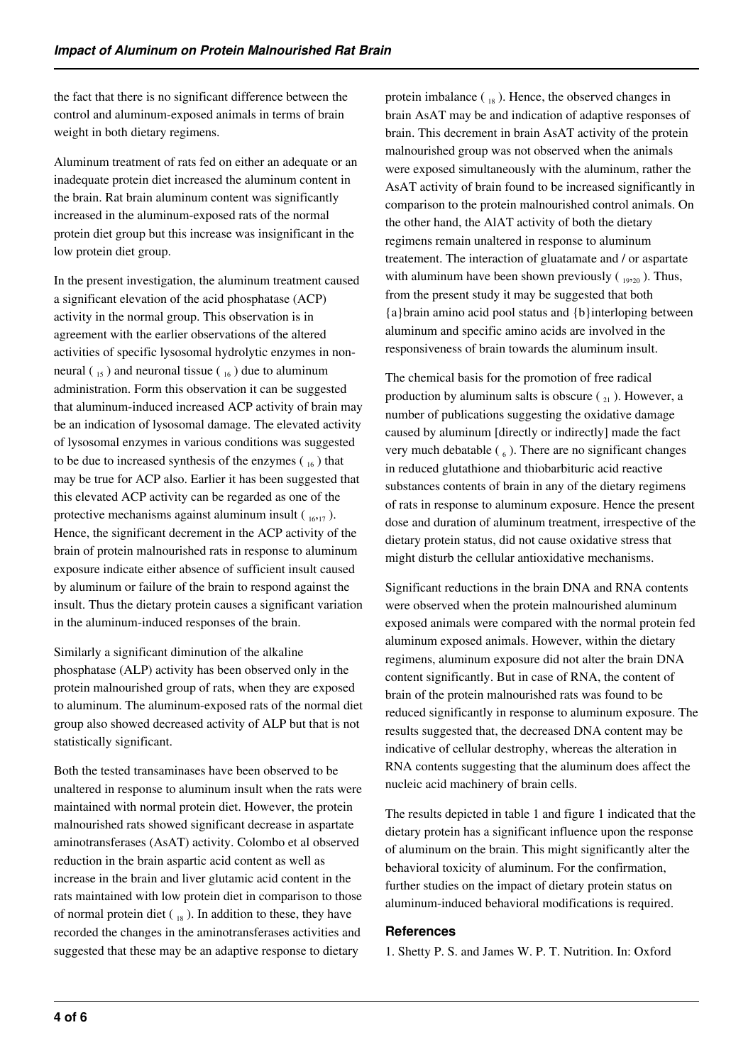the fact that there is no significant difference between the control and aluminum-exposed animals in terms of brain weight in both dietary regimens.

Aluminum treatment of rats fed on either an adequate or an inadequate protein diet increased the aluminum content in the brain. Rat brain aluminum content was significantly increased in the aluminum-exposed rats of the normal protein diet group but this increase was insignificant in the low protein diet group.

In the present investigation, the aluminum treatment caused a significant elevation of the acid phosphatase (ACP) activity in the normal group. This observation is in agreement with the earlier observations of the altered activities of specific lysosomal hydrolytic enzymes in non-neural ( [15] ) and neuronal tissue ( [16] ) due to aluminum administration. Form this observation it can be suggested that aluminum-induced increased ACP activity of brain may be an indication of lysosomal damage. The elevated activity of lysosomal enzymes in various conditions was suggested to be due to increased synthesis of the enzymes ( [16] ) that may be true for ACP also. Earlier it has been suggested that this elevated ACP activity can be regarded as one of the protective mechanisms against aluminum insult ( [16,17] ). Hence, the significant decrement in the ACP activity of the brain of protein malnourished rats in response to aluminum exposure indicate either absence of sufficient insult caused by aluminum or failure of the brain to respond against the insult. Thus the dietary protein causes a significant variation in the aluminum-induced responses of the brain.

Similarly a significant diminution of the alkaline phosphatase (ALP) activity has been observed only in the protein malnourished group of rats, when they are exposed to aluminum. The aluminum-exposed rats of the normal diet group also showed decreased activity of ALP but that is not statistically significant.

Both the tested transaminases have been observed to be unaltered in response to aluminum insult when the rats were maintained with normal protein diet. However, the protein malnourished rats showed significant decrease in aspartate aminotransferases (AsAT) activity. Colombo et al observed reduction in the brain aspartic acid content as well as increase in the brain and liver glutamic acid content in the rats maintained with low protein diet in comparison to those of normal protein diet ( [18] ). In addition to these, they have recorded the changes in the aminotransferases activities and suggested that these may be an adaptive response to dietary protein imbalance ( [18] ). Hence, the observed changes in brain AsAT may be and indication of adaptive responses of brain. This decrement in brain AsAT activity of the protein malnourished group was not observed when the animals were exposed simultaneously with the aluminum, rather the AsAT activity of brain found to be increased significantly in comparison to the protein malnourished control animals. On the other hand, the AlAT activity of both the dietary regimens remain unaltered in response to aluminum treatement. The interaction of gluatamate and / or aspartate with aluminum have been shown previously ( [19,20] ). Thus, from the present study it may be suggested that both {a}brain amino acid pool status and {b}interloping between aluminum and specific amino acids are involved in the responsiveness of brain towards the aluminum insult.

The chemical basis for the promotion of free radical production by aluminum salts is obscure ( [21] ). However, a number of publications suggesting the oxidative damage caused by aluminum [directly or indirectly] made the fact very much debatable ( [6] ). There are no significant changes in reduced glutathione and thiobarbituric acid reactive substances contents of brain in any of the dietary regimens of rats in response to aluminum exposure. Hence the present dose and duration of aluminum treatment, irrespective of the dietary protein status, did not cause oxidative stress that might disturb the cellular antioxidative mechanisms.

Significant reductions in the brain DNA and RNA contents were observed when the protein malnourished aluminum exposed animals were compared with the normal protein fed aluminum exposed animals. However, within the dietary regimens, aluminum exposure did not alter the brain DNA content significantly. But in case of RNA, the content of brain of the protein malnourished rats was found to be reduced significantly in response to aluminum exposure. The results suggested that, the decreased DNA content may be indicative of cellular destrophy, whereas the alteration in RNA contents suggesting that the aluminum does affect the nucleic acid machinery of brain cells.

The results depicted in table 1 and figure 1 indicated that the dietary protein has a significant influence upon the response of aluminum on the brain. This might significantly alter the behavioral toxicity of aluminum. For the confirmation, further studies on the impact of dietary protein status on aluminum-induced behavioral modifications is required.

## References

1. Shetty P. S. and James W. P. T. Nutrition. In: Oxford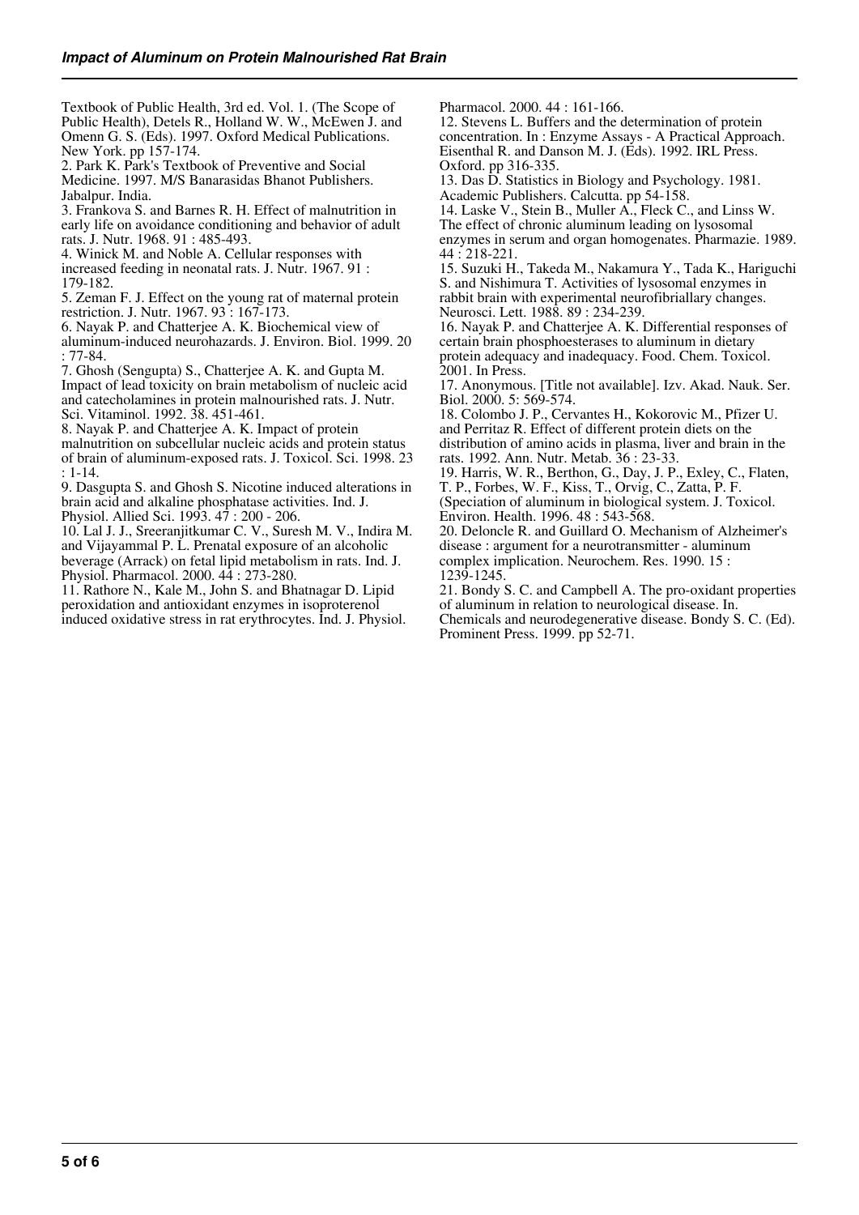Textbook of Public Health, 3rd ed. Vol. 1. (The Scope of Public Health), Detels R., Holland W. W., McEwen J. and Omenn G. S. (Eds). 1997. Oxford Medical Publications. New York. pp 157-174.

2. Park K. Park's Textbook of Preventive and Social Medicine. 1997. M/S Banarasidas Bhanot Publishers. Jabalpur. India.

3. Frankova S. and Barnes R. H. Effect of malnutrition in early life on avoidance conditioning and behavior of adult rats. J. Nutr. 1968. 91 : 485-493.

4. Winick M. and Noble A. Cellular responses with increased feeding in neonatal rats. J. Nutr. 1967. 91 : 179-182.

5. Zeman F. J. Effect on the young rat of maternal protein restriction. J. Nutr. 1967. 93 : 167-173.

6. Nayak P. and Chatterjee A. K. Biochemical view of aluminum-induced neurohazards. J. Environ. Biol. 1999. 20 : 77-84.

7. Ghosh (Sengupta) S., Chatterjee A. K. and Gupta M. Impact of lead toxicity on brain metabolism of nucleic acid and catecholamines in protein malnourished rats. J. Nutr. Sci. Vitaminol. 1992. 38. 451-461.

8. Nayak P. and Chatterjee A. K. Impact of protein malnutrition on subcellular nucleic acids and protein status of brain of aluminum-exposed rats. J. Toxicol. Sci. 1998. 23 : 1-14.

9. Dasgupta S. and Ghosh S. Nicotine induced alterations in brain acid and alkaline phosphatase activities. Ind. J. Physiol. Allied Sci. 1993. 47 : 200 - 206.

10. Lal J. J., Sreeranjitkumar C. V., Suresh M. V., Indira M. and Vijayammal P. L. Prenatal exposure of an alcoholic beverage (Arrack) on fetal lipid metabolism in rats. Ind. J. Physiol. Pharmacol. 2000. 44 : 273-280.

11. Rathore N., Kale M., John S. and Bhatnagar D. Lipid peroxidation and antioxidant enzymes in isoproterenol induced oxidative stress in rat erythrocytes. Ind. J. Physiol. Pharmacol. 2000. 44 : 161-166.

12. Stevens L. Buffers and the determination of protein concentration. In : Enzyme Assays - A Practical Approach. Eisenthal R. and Danson M. J. (Eds). 1992. IRL Press. Oxford. pp 316-335.

13. Das D. Statistics in Biology and Psychology. 1981. Academic Publishers. Calcutta. pp 54-158.

14. Laske V., Stein B., Muller A., Fleck C., and Linss W. The effect of chronic aluminum leading on lysosomal enzymes in serum and organ homogenates. Pharmazie. 1989. 44 : 218-221.

15. Suzuki H., Takeda M., Nakamura Y., Tada K., Hariguchi S. and Nishimura T. Activities of lysosomal enzymes in rabbit brain with experimental neurofibriallary changes. Neurosci. Lett. 1988. 89 : 234-239.

16. Nayak P. and Chatterjee A. K. Differential responses of certain brain phosphoesterases to aluminum in dietary protein adequacy and inadequacy. Food. Chem. Toxicol. 2001. In Press.

17. Anonymous. [Title not available]. Izv. Akad. Nauk. Ser. Biol. 2000. 5: 569-574.

18. Colombo J. P., Cervantes H., Kokorovic M., Pfizer U. and Perritaz R. Effect of different protein diets on the distribution of amino acids in plasma, liver and brain in the rats. 1992. Ann. Nutr. Metab. 36 : 23-33.

19. Harris, W. R., Berthon, G., Day, J. P., Exley, C., Flaten, T. P., Forbes, W. F., Kiss, T., Orvig, C., Zatta, P. F. (Speciation of aluminum in biological system. J. Toxicol. Environ. Health. 1996. 48 : 543-568.

20. Deloncle R. and Guillard O. Mechanism of Alzheimer's disease : argument for a neurotransmitter - aluminum complex implication. Neurochem. Res. 1990. 15 : 1239-1245.

21. Bondy S. C. and Campbell A. The pro-oxidant properties of aluminum in relation to neurological disease. In. Chemicals and neurodegenerative disease. Bondy S. C. (Ed). Prominent Press. 1999. pp 52-71.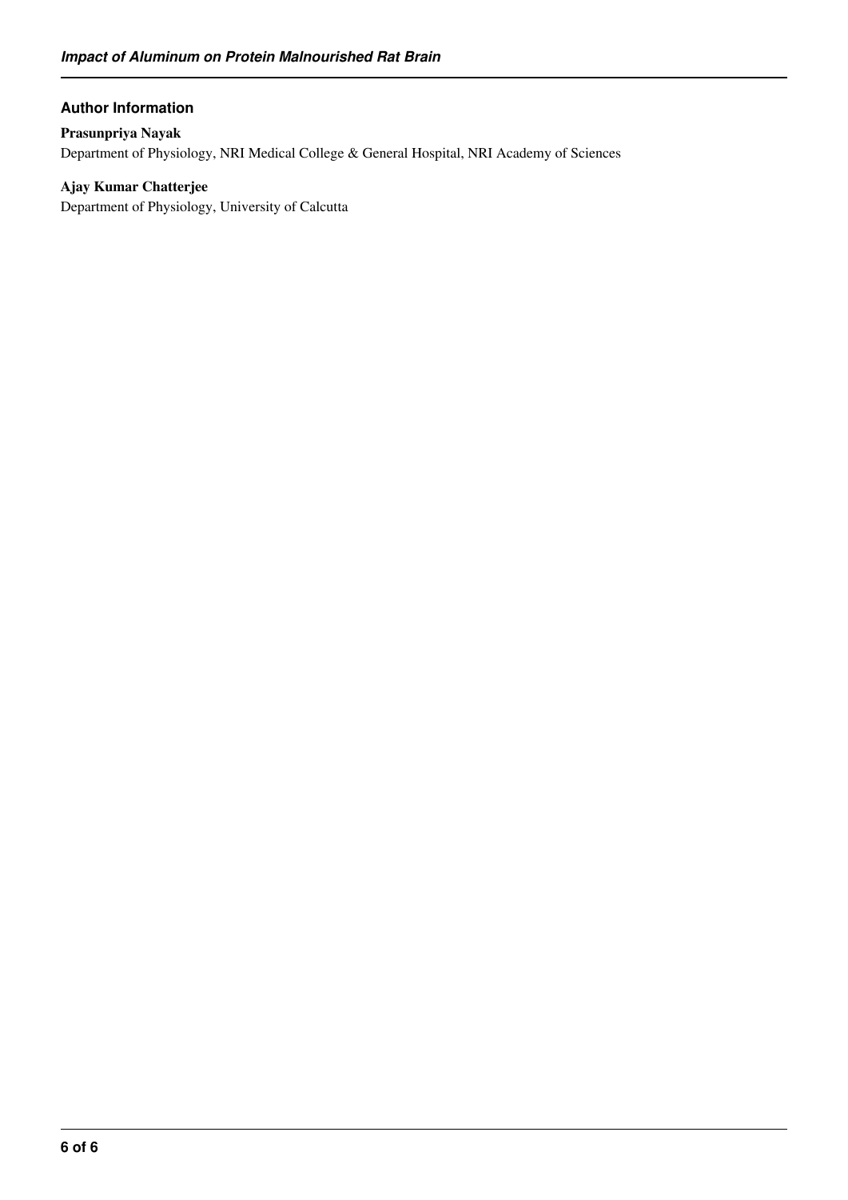## Author Information

**Prasunpriya Nayak**
Department of Physiology, NRI Medical College & General Hospital, NRI Academy of Sciences

**Ajay Kumar Chatterjee**
Department of Physiology, University of Calcutta